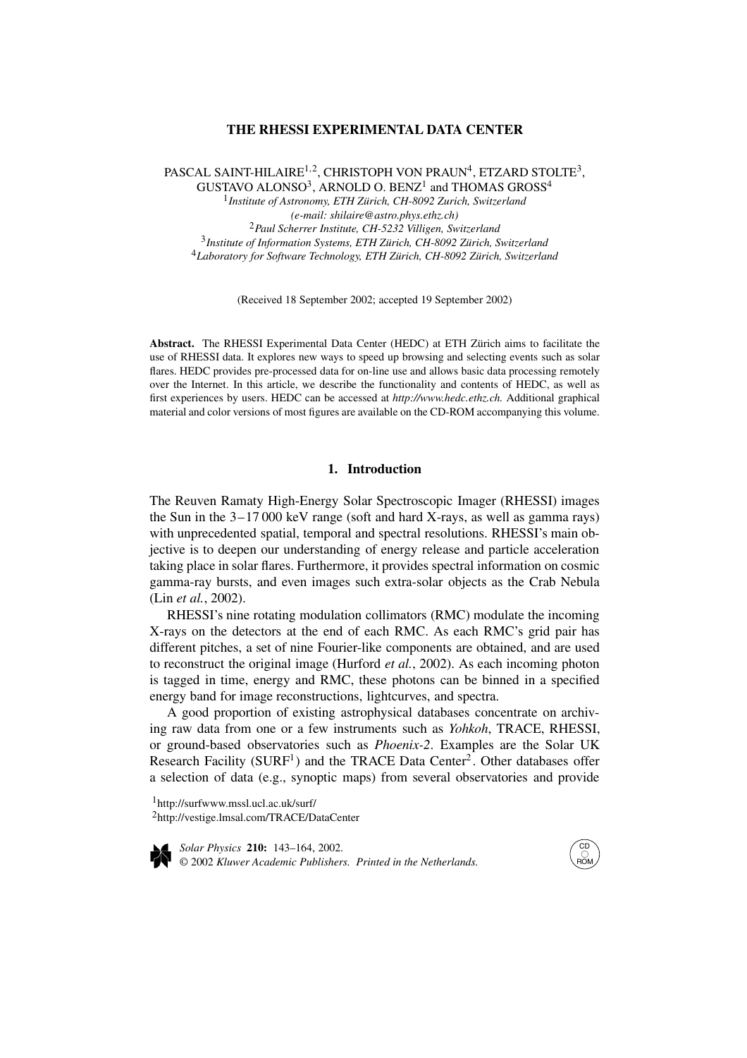# THE RHESSI EXPERIMENTAL DATA CENTER

PASCAL SAINT-HILAIRE[1,2], CHRISTOPH VON PRAUN[4], ETZARD STOLTE[3], GUSTAVO ALONSO[3], ARNOLD O. BENZ[1] and THOMAS GROSS[4]

[1]*Institute of Astronomy, ETH Zürich, CH-8092 Zurich, Switzerland*
*(e-mail: shilaire@astro.phys.ethz.ch)*
[2]*Paul Scherrer Institute, CH-5232 Villigen, Switzerland*
[3]*Institute of Information Systems, ETH Zürich, CH-8092 Zürich, Switzerland*
[4]*Laboratory for Software Technology, ETH Zürich, CH-8092 Zürich, Switzerland*

(Received 18 September 2002; accepted 19 September 2002)

**Abstract.** The RHESSI Experimental Data Center (HEDC) at ETH Zürich aims to facilitate the use of RHESSI data. It explores new ways to speed up browsing and selecting events such as solar flares. HEDC provides pre-processed data for on-line use and allows basic data processing remotely over the Internet. In this article, we describe the functionality and contents of HEDC, as well as first experiences by users. HEDC can be accessed at *http://www.hedc.ethz.ch.* Additional graphical material and color versions of most figures are available on the CD-ROM accompanying this volume.

## 1. Introduction

The Reuven Ramaty High-Energy Solar Spectroscopic Imager (RHESSI) images the Sun in the 3–17 000 keV range (soft and hard X-rays, as well as gamma rays) with unprecedented spatial, temporal and spectral resolutions. RHESSI's main objective is to deepen our understanding of energy release and particle acceleration taking place in solar flares. Furthermore, it provides spectral information on cosmic gamma-ray bursts, and even images such extra-solar objects as the Crab Nebula (Lin *et al.*, 2002).

RHESSI's nine rotating modulation collimators (RMC) modulate the incoming X-rays on the detectors at the end of each RMC. As each RMC's grid pair has different pitches, a set of nine Fourier-like components are obtained, and are used to reconstruct the original image (Hurford *et al.*, 2002). As each incoming photon is tagged in time, energy and RMC, these photons can be binned in a specified energy band for image reconstructions, lightcurves, and spectra.

A good proportion of existing astrophysical databases concentrate on archiving raw data from one or a few instruments such as *Yohkoh*, TRACE, RHESSI, or ground-based observatories such as *Phoenix-2*. Examples are the Solar UK Research Facility (SURF[1]) and the TRACE Data Center[2]. Other databases offer a selection of data (e.g., synoptic maps) from several observatories and provide

[1]http://surfwww.mssl.ucl.ac.uk/surf/
[2]http://vestige.lmsal.com/TRACE/DataCenter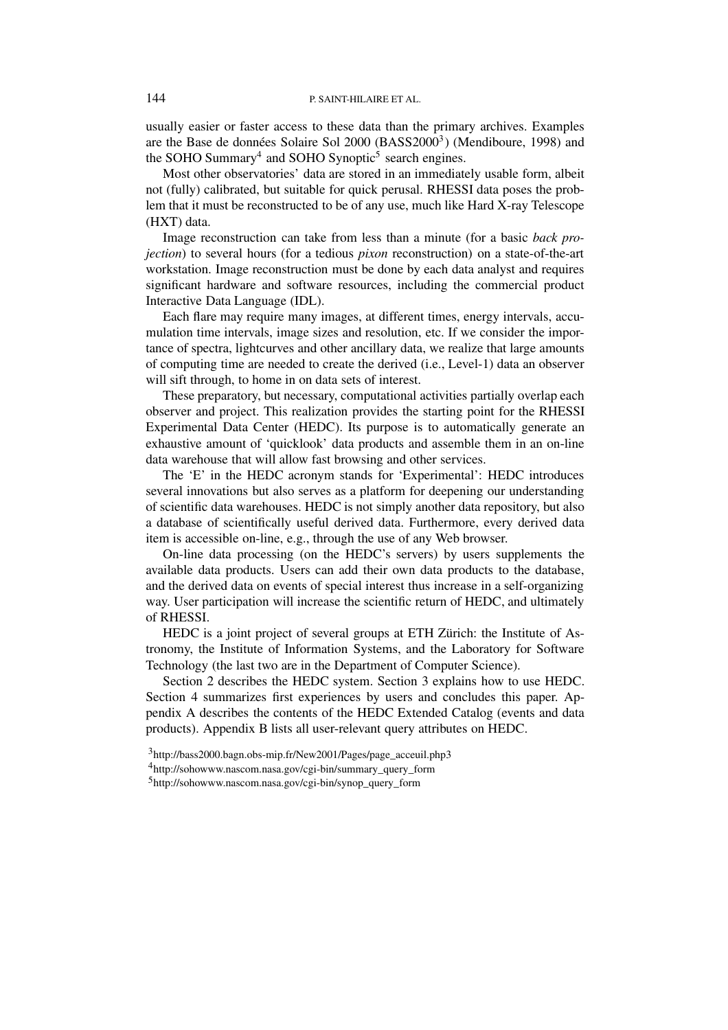usually easier or faster access to these data than the primary archives. Examples are the Base de données Solaire Sol 2000 (BASS2000[3]) (Mendiboure, 1998) and the SOHO Summary[4] and SOHO Synoptic[5] search engines.

Most other observatories' data are stored in an immediately usable form, albeit not (fully) calibrated, but suitable for quick perusal. RHESSI data poses the problem that it must be reconstructed to be of any use, much like Hard X-ray Telescope (HXT) data.

Image reconstruction can take from less than a minute (for a basic *back projection*) to several hours (for a tedious *pixon* reconstruction) on a state-of-the-art workstation. Image reconstruction must be done by each data analyst and requires significant hardware and software resources, including the commercial product Interactive Data Language (IDL).

Each flare may require many images, at different times, energy intervals, accumulation time intervals, image sizes and resolution, etc. If we consider the importance of spectra, lightcurves and other ancillary data, we realize that large amounts of computing time are needed to create the derived (i.e., Level-1) data an observer will sift through, to home in on data sets of interest.

These preparatory, but necessary, computational activities partially overlap each observer and project. This realization provides the starting point for the RHESSI Experimental Data Center (HEDC). Its purpose is to automatically generate an exhaustive amount of 'quicklook' data products and assemble them in an on-line data warehouse that will allow fast browsing and other services.

The 'E' in the HEDC acronym stands for 'Experimental': HEDC introduces several innovations but also serves as a platform for deepening our understanding of scientific data warehouses. HEDC is not simply another data repository, but also a database of scientifically useful derived data. Furthermore, every derived data item is accessible on-line, e.g., through the use of any Web browser.

On-line data processing (on the HEDC's servers) by users supplements the available data products. Users can add their own data products to the database, and the derived data on events of special interest thus increase in a self-organizing way. User participation will increase the scientific return of HEDC, and ultimately of RHESSI.

HEDC is a joint project of several groups at ETH Zürich: the Institute of Astronomy, the Institute of Information Systems, and the Laboratory for Software Technology (the last two are in the Department of Computer Science).

Section 2 describes the HEDC system. Section 3 explains how to use HEDC. Section 4 summarizes first experiences by users and concludes this paper. Appendix A describes the contents of the HEDC Extended Catalog (events and data products). Appendix B lists all user-relevant query attributes on HEDC.

[3] http://bass2000.bagn.obs-mip.fr/New2001/Pages/page_acceuil.php3

[4] http://sohowww.nascom.nasa.gov/cgi-bin/summary_query_form

[5] http://sohowww.nascom.nasa.gov/cgi-bin/synop_query_form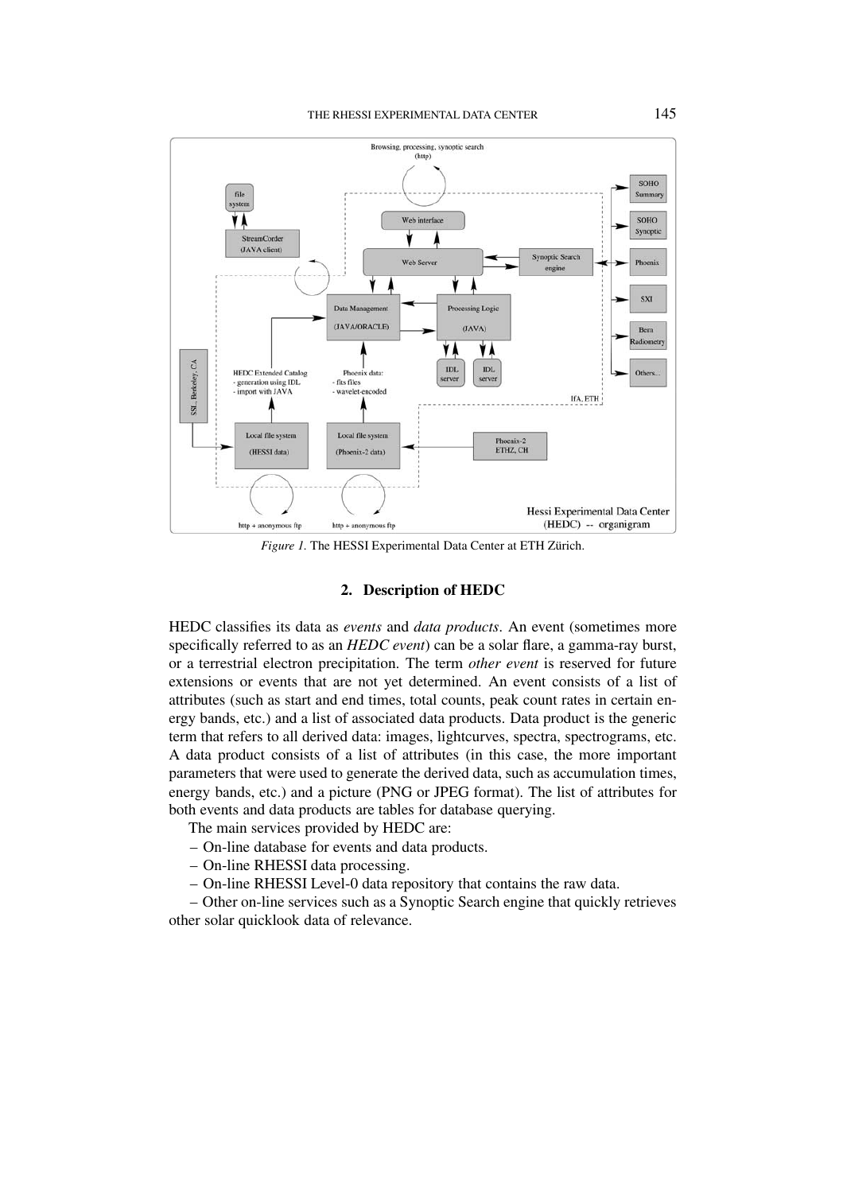*Figure 1.* The HESSI Experimental Data Center at ETH Zürich.

## 2. Description of HEDC

HEDC classifies its data as *events* and *data products*. An event (sometimes more specifically referred to as an *HEDC event*) can be a solar flare, a gamma-ray burst, or a terrestrial electron precipitation. The term *other event* is reserved for future extensions or events that are not yet determined. An event consists of a list of attributes (such as start and end times, total counts, peak count rates in certain energy bands, etc.) and a list of associated data products. Data product is the generic term that refers to all derived data: images, lightcurves, spectra, spectrograms, etc. A data product consists of a list of attributes (in this case, the more important parameters that were used to generate the derived data, such as accumulation times, energy bands, etc.) and a picture (PNG or JPEG format). The list of attributes for both events and data products are tables for database querying.

The main services provided by HEDC are:

– On-line database for events and data products.

– On-line RHESSI data processing.

– On-line RHESSI Level-0 data repository that contains the raw data.

– Other on-line services such as a Synoptic Search engine that quickly retrieves other solar quicklook data of relevance.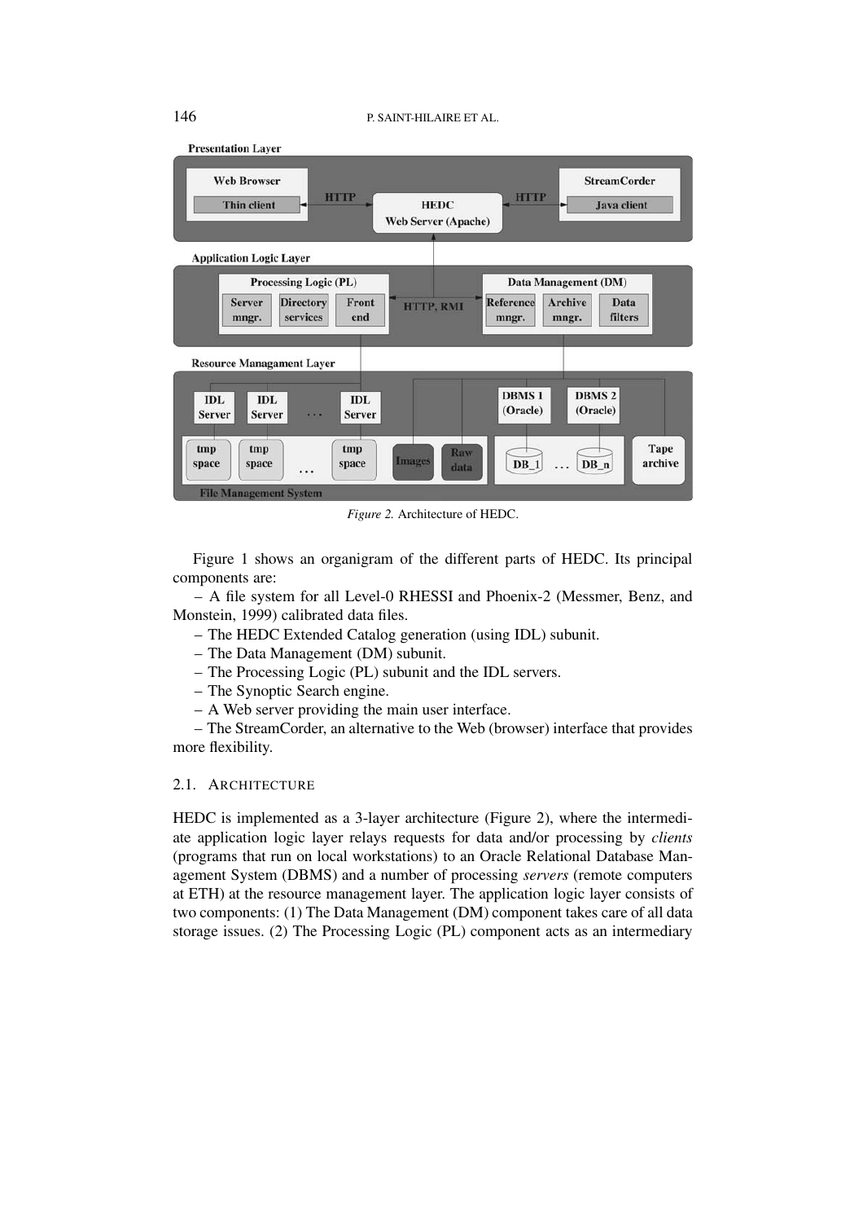*Figure 2.* Architecture of HEDC.

Figure 1 shows an organigram of the different parts of HEDC. Its principal components are:

– A file system for all Level-0 RHESSI and Phoenix-2 (Messmer, Benz, and Monstein, 1999) calibrated data files.

– The HEDC Extended Catalog generation (using IDL) subunit.

– The Data Management (DM) subunit.

– The Processing Logic (PL) subunit and the IDL servers.

– The Synoptic Search engine.

– A Web server providing the main user interface.

– The StreamCorder, an alternative to the Web (browser) interface that provides more flexibility.

### 2.1. Architecture

HEDC is implemented as a 3-layer architecture (Figure 2), where the intermediate application logic layer relays requests for data and/or processing by *clients* (programs that run on local workstations) to an Oracle Relational Database Management System (DBMS) and a number of processing *servers* (remote computers at ETH) at the resource management layer. The application logic layer consists of two components: (1) The Data Management (DM) component takes care of all data storage issues. (2) The Processing Logic (PL) component acts as an intermediary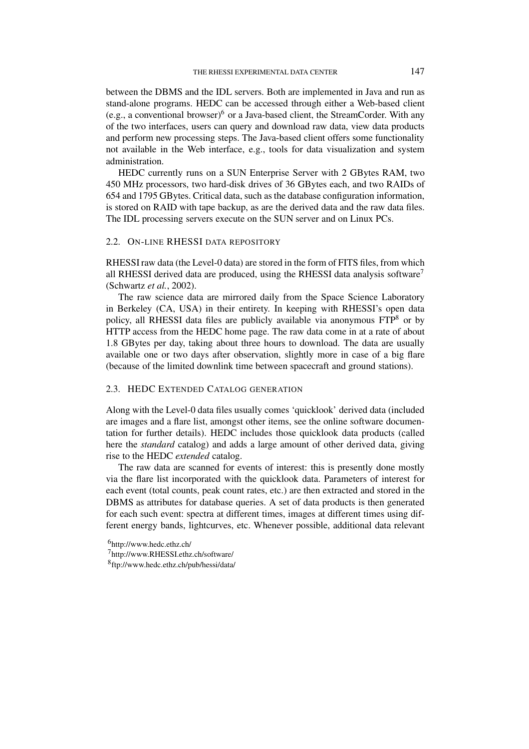between the DBMS and the IDL servers. Both are implemented in Java and run as stand-alone programs. HEDC can be accessed through either a Web-based client (e.g., a conventional browser)[6] or a Java-based client, the StreamCorder. With any of the two interfaces, users can query and download raw data, view data products and perform new processing steps. The Java-based client offers some functionality not available in the Web interface, e.g., tools for data visualization and system administration.

HEDC currently runs on a SUN Enterprise Server with 2 GBytes RAM, two 450 MHz processors, two hard-disk drives of 36 GBytes each, and two RAIDs of 654 and 1795 GBytes. Critical data, such as the database configuration information, is stored on RAID with tape backup, as are the derived data and the raw data files. The IDL processing servers execute on the SUN server and on Linux PCs.

### 2.2. On-line RHESSI data repository

RHESSI raw data (the Level-0 data) are stored in the form of FITS files, from which all RHESSI derived data are produced, using the RHESSI data analysis software[7] (Schwartz *et al.*, 2002).

The raw science data are mirrored daily from the Space Science Laboratory in Berkeley (CA, USA) in their entirety. In keeping with RHESSI's open data policy, all RHESSI data files are publicly available via anonymous FTP[8] or by HTTP access from the HEDC home page. The raw data come in at a rate of about 1.8 GBytes per day, taking about three hours to download. The data are usually available one or two days after observation, slightly more in case of a big flare (because of the limited downlink time between spacecraft and ground stations).

### 2.3. HEDC Extended Catalog generation

Along with the Level-0 data files usually comes 'quicklook' derived data (included are images and a flare list, amongst other items, see the online software documentation for further details). HEDC includes those quicklook data products (called here the *standard* catalog) and adds a large amount of other derived data, giving rise to the HEDC *extended* catalog.

The raw data are scanned for events of interest: this is presently done mostly via the flare list incorporated with the quicklook data. Parameters of interest for each event (total counts, peak count rates, etc.) are then extracted and stored in the DBMS as attributes for database queries. A set of data products is then generated for each such event: spectra at different times, images at different times using different energy bands, lightcurves, etc. Whenever possible, additional data relevant

[6] http://www.hedc.ethz.ch/

[7] http://www.RHESSI.ethz.ch/software/

[8] ftp://www.hedc.ethz.ch/pub/hessi/data/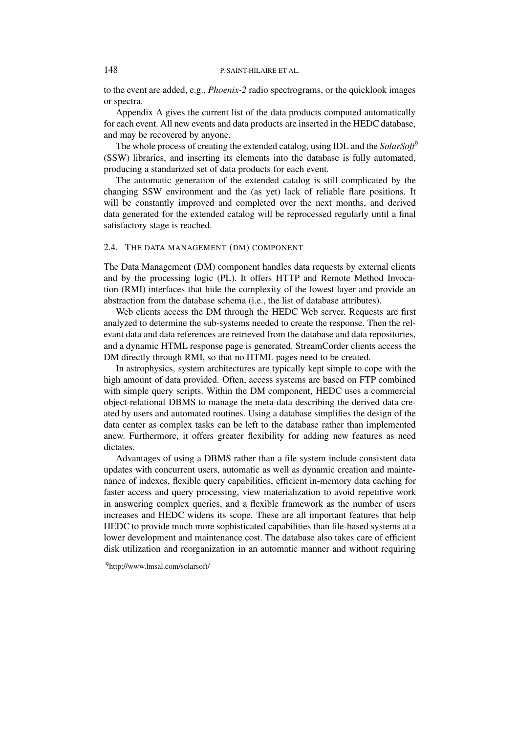to the event are added, e.g., *Phoenix-2* radio spectrograms, or the quicklook images or spectra.

Appendix A gives the current list of the data products computed automatically for each event. All new events and data products are inserted in the HEDC database, and may be recovered by anyone.

The whole process of creating the extended catalog, using IDL and the *SolarSoft*[9] (SSW) libraries, and inserting its elements into the database is fully automated, producing a standarized set of data products for each event.

The automatic generation of the extended catalog is still complicated by the changing SSW environment and the (as yet) lack of reliable flare positions. It will be constantly improved and completed over the next months, and derived data generated for the extended catalog will be reprocessed regularly until a final satisfactory stage is reached.

### 2.4. The data management (DM) component

The Data Management (DM) component handles data requests by external clients and by the processing logic (PL). It offers HTTP and Remote Method Invocation (RMI) interfaces that hide the complexity of the lowest layer and provide an abstraction from the database schema (i.e., the list of database attributes).

Web clients access the DM through the HEDC Web server. Requests are first analyzed to determine the sub-systems needed to create the response. Then the relevant data and data references are retrieved from the database and data repositories, and a dynamic HTML response page is generated. StreamCorder clients access the DM directly through RMI, so that no HTML pages need to be created.

In astrophysics, system architectures are typically kept simple to cope with the high amount of data provided. Often, access systems are based on FTP combined with simple query scripts. Within the DM component, HEDC uses a commercial object-relational DBMS to manage the meta-data describing the derived data created by users and automated routines. Using a database simplifies the design of the data center as complex tasks can be left to the database rather than implemented anew. Furthermore, it offers greater flexibility for adding new features as need dictates.

Advantages of using a DBMS rather than a file system include consistent data updates with concurrent users, automatic as well as dynamic creation and maintenance of indexes, flexible query capabilities, efficient in-memory data caching for faster access and query processing, view materialization to avoid repetitive work in answering complex queries, and a flexible framework as the number of users increases and HEDC widens its scope. These are all important features that help HEDC to provide much more sophisticated capabilities than file-based systems at a lower development and maintenance cost. The database also takes care of efficient disk utilization and reorganization in an automatic manner and without requiring

[9] http://www.lmsal.com/solarsoft/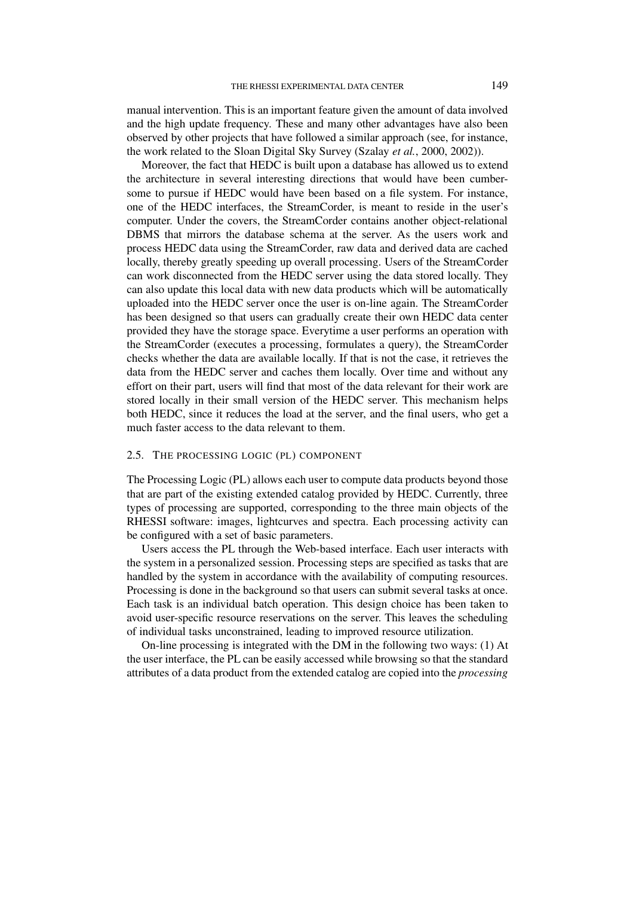manual intervention. This is an important feature given the amount of data involved and the high update frequency. These and many other advantages have also been observed by other projects that have followed a similar approach (see, for instance, the work related to the Sloan Digital Sky Survey (Szalay *et al.*, 2000, 2002)).

Moreover, the fact that HEDC is built upon a database has allowed us to extend the architecture in several interesting directions that would have been cumbersome to pursue if HEDC would have been based on a file system. For instance, one of the HEDC interfaces, the StreamCorder, is meant to reside in the user's computer. Under the covers, the StreamCorder contains another object-relational DBMS that mirrors the database schema at the server. As the users work and process HEDC data using the StreamCorder, raw data and derived data are cached locally, thereby greatly speeding up overall processing. Users of the StreamCorder can work disconnected from the HEDC server using the data stored locally. They can also update this local data with new data products which will be automatically uploaded into the HEDC server once the user is on-line again. The StreamCorder has been designed so that users can gradually create their own HEDC data center provided they have the storage space. Everytime a user performs an operation with the StreamCorder (executes a processing, formulates a query), the StreamCorder checks whether the data are available locally. If that is not the case, it retrieves the data from the HEDC server and caches them locally. Over time and without any effort on their part, users will find that most of the data relevant for their work are stored locally in their small version of the HEDC server. This mechanism helps both HEDC, since it reduces the load at the server, and the final users, who get a much faster access to the data relevant to them.

### 2.5. The Processing Logic (PL) Component

The Processing Logic (PL) allows each user to compute data products beyond those that are part of the existing extended catalog provided by HEDC. Currently, three types of processing are supported, corresponding to the three main objects of the RHESSI software: images, lightcurves and spectra. Each processing activity can be configured with a set of basic parameters.

Users access the PL through the Web-based interface. Each user interacts with the system in a personalized session. Processing steps are specified as tasks that are handled by the system in accordance with the availability of computing resources. Processing is done in the background so that users can submit several tasks at once. Each task is an individual batch operation. This design choice has been taken to avoid user-specific resource reservations on the server. This leaves the scheduling of individual tasks unconstrained, leading to improved resource utilization.

On-line processing is integrated with the DM in the following two ways: (1) At the user interface, the PL can be easily accessed while browsing so that the standard attributes of a data product from the extended catalog are copied into the *processing*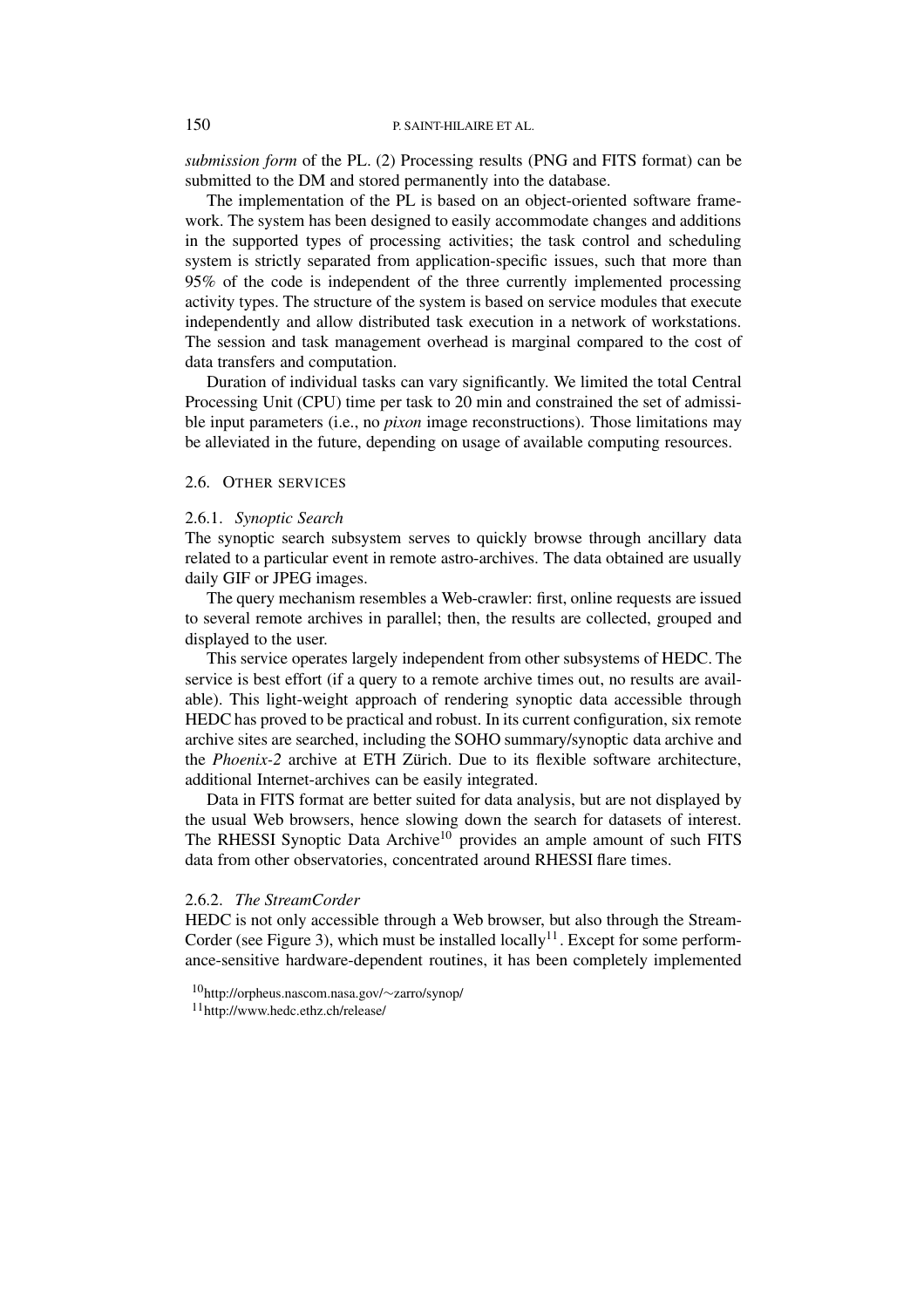*submission form* of the PL. (2) Processing results (PNG and FITS format) can be submitted to the DM and stored permanently into the database.

The implementation of the PL is based on an object-oriented software framework. The system has been designed to easily accommodate changes and additions in the supported types of processing activities; the task control and scheduling system is strictly separated from application-specific issues, such that more than 95% of the code is independent of the three currently implemented processing activity types. The structure of the system is based on service modules that execute independently and allow distributed task execution in a network of workstations. The session and task management overhead is marginal compared to the cost of data transfers and computation.

Duration of individual tasks can vary significantly. We limited the total Central Processing Unit (CPU) time per task to 20 min and constrained the set of admissible input parameters (i.e., no *pixon* image reconstructions). Those limitations may be alleviated in the future, depending on usage of available computing resources.

### 2.6. Other Services

#### 2.6.1. *Synoptic Search*

The synoptic search subsystem serves to quickly browse through ancillary data related to a particular event in remote astro-archives. The data obtained are usually daily GIF or JPEG images.

The query mechanism resembles a Web-crawler: first, online requests are issued to several remote archives in parallel; then, the results are collected, grouped and displayed to the user.

This service operates largely independent from other subsystems of HEDC. The service is best effort (if a query to a remote archive times out, no results are available). This light-weight approach of rendering synoptic data accessible through HEDC has proved to be practical and robust. In its current configuration, six remote archive sites are searched, including the SOHO summary/synoptic data archive and the *Phoenix-2* archive at ETH Zürich. Due to its flexible software architecture, additional Internet-archives can be easily integrated.

Data in FITS format are better suited for data analysis, but are not displayed by the usual Web browsers, hence slowing down the search for datasets of interest. The RHESSI Synoptic Data Archive[10] provides an ample amount of such FITS data from other observatories, concentrated around RHESSI flare times.

#### 2.6.2. *The StreamCorder*

HEDC is not only accessible through a Web browser, but also through the StreamCorder (see Figure 3), which must be installed locally[11]. Except for some performance-sensitive hardware-dependent routines, it has been completely implemented

[10] http://orpheus.nascom.nasa.gov/~zarro/synop/

[11] http://www.hedc.ethz.ch/release/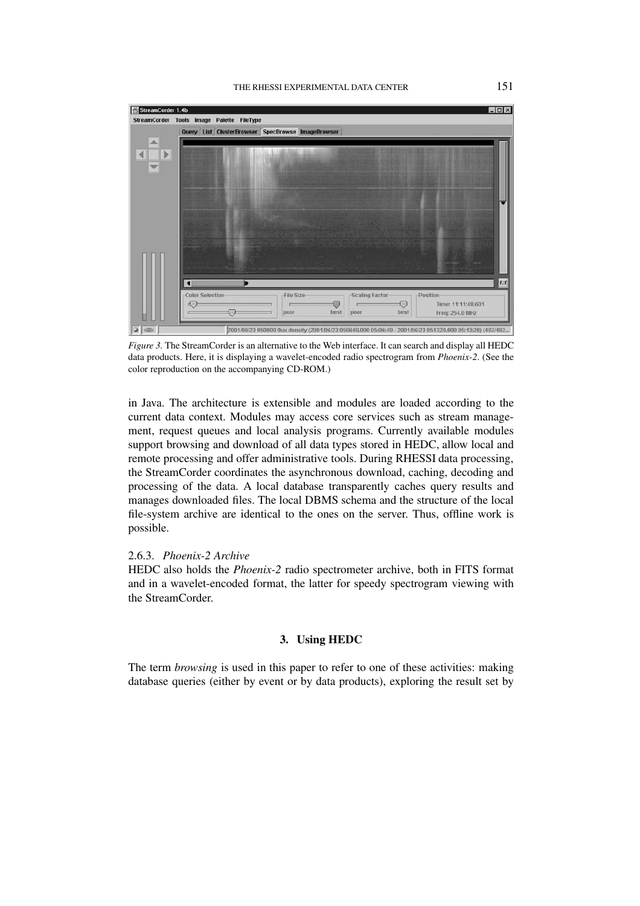*Figure 3.* The StreamCorder is an alternative to the Web interface. It can search and display all HEDC data products. Here, it is displaying a wavelet-encoded radio spectrogram from *Phoenix-2*. (See the color reproduction on the accompanying CD-ROM.)

in Java. The architecture is extensible and modules are loaded according to the current data context. Modules may access core services such as stream management, request queues and local analysis programs. Currently available modules support browsing and download of all data types stored in HEDC, allow local and remote processing and offer administrative tools. During RHESSI data processing, the StreamCorder coordinates the asynchronous download, caching, decoding and processing of the data. A local database transparently caches query results and manages downloaded files. The local DBMS schema and the structure of the local file-system archive are identical to the ones on the server. Thus, offline work is possible.

#### 2.6.3. *Phoenix-2 Archive*

HEDC also holds the *Phoenix-2* radio spectrometer archive, both in FITS format and in a wavelet-encoded format, the latter for speedy spectrogram viewing with the StreamCorder.

## 3. Using HEDC

The term *browsing* is used in this paper to refer to one of these activities: making database queries (either by event or by data products), exploring the result set by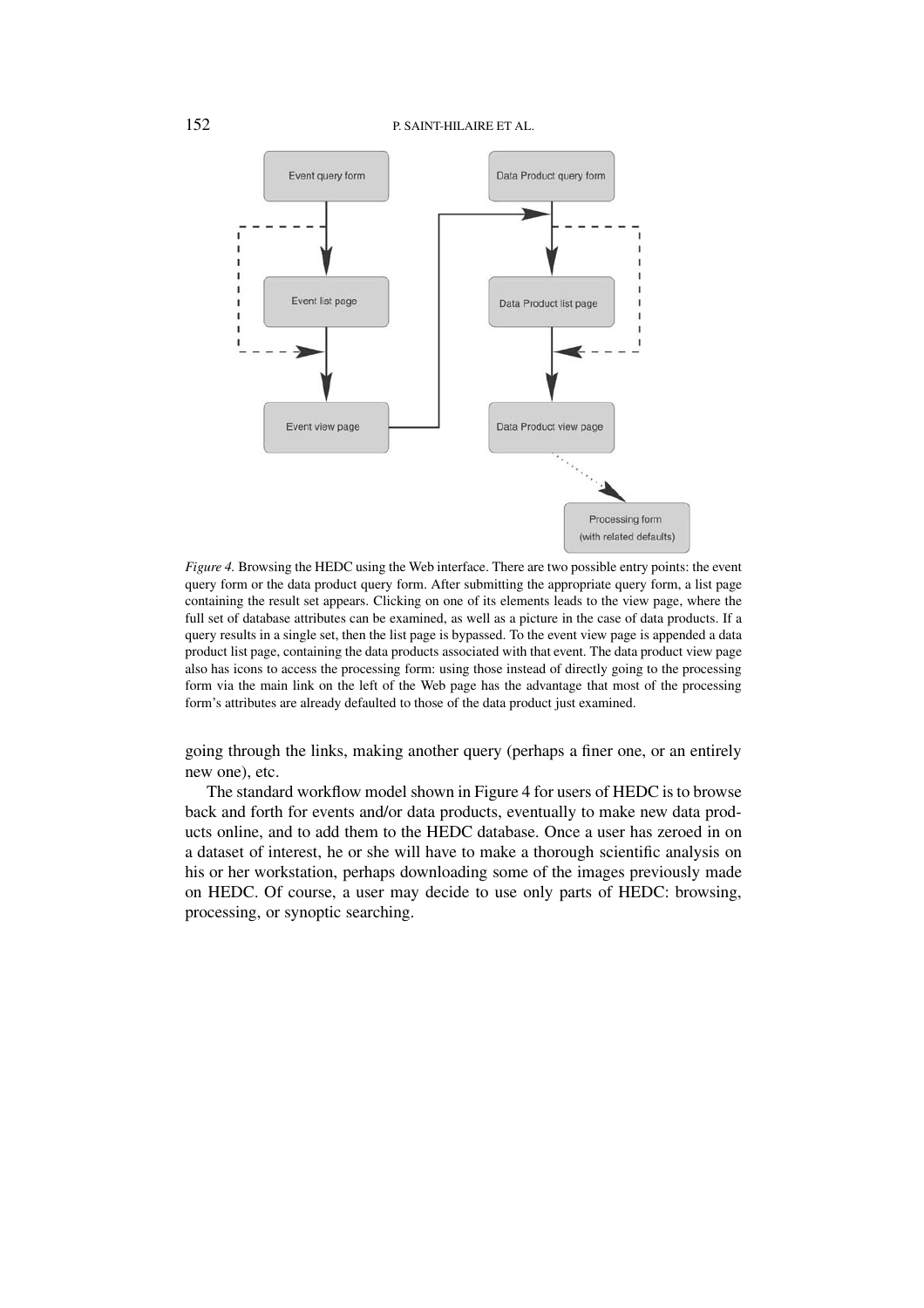*Figure 4.* Browsing the HEDC using the Web interface. There are two possible entry points: the event query form or the data product query form. After submitting the appropriate query form, a list page containing the result set appears. Clicking on one of its elements leads to the view page, where the full set of database attributes can be examined, as well as a picture in the case of data products. If a query results in a single set, then the list page is bypassed. To the event view page is appended a data product list page, containing the data products associated with that event. The data product view page also has icons to access the processing form: using those instead of directly going to the processing form via the main link on the left of the Web page has the advantage that most of the processing form's attributes are already defaulted to those of the data product just examined.

going through the links, making another query (perhaps a finer one, or an entirely new one), etc.

The standard workflow model shown in Figure 4 for users of HEDC is to browse back and forth for events and/or data products, eventually to make new data products online, and to add them to the HEDC database. Once a user has zeroed in on a dataset of interest, he or she will have to make a thorough scientific analysis on his or her workstation, perhaps downloading some of the images previously made on HEDC. Of course, a user may decide to use only parts of HEDC: browsing, processing, or synoptic searching.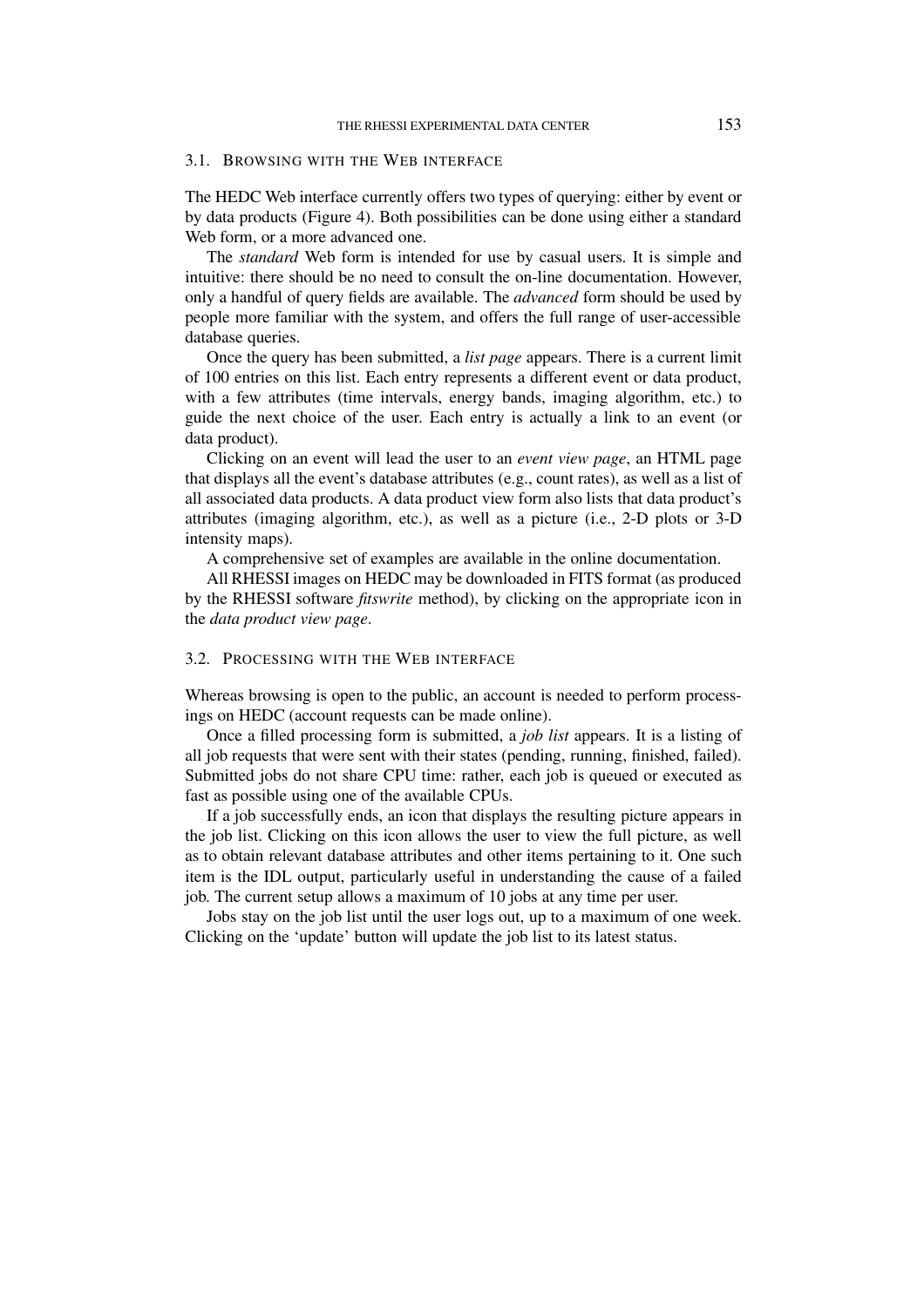### 3.1. Browsing with the Web interface

The HEDC Web interface currently offers two types of querying: either by event or by data products (Figure 4). Both possibilities can be done using either a standard Web form, or a more advanced one.

The *standard* Web form is intended for use by casual users. It is simple and intuitive: there should be no need to consult the on-line documentation. However, only a handful of query fields are available. The *advanced* form should be used by people more familiar with the system, and offers the full range of user-accessible database queries.

Once the query has been submitted, a *list page* appears. There is a current limit of 100 entries on this list. Each entry represents a different event or data product, with a few attributes (time intervals, energy bands, imaging algorithm, etc.) to guide the next choice of the user. Each entry is actually a link to an event (or data product).

Clicking on an event will lead the user to an *event view page*, an HTML page that displays all the event's database attributes (e.g., count rates), as well as a list of all associated data products. A data product view form also lists that data product's attributes (imaging algorithm, etc.), as well as a picture (i.e., 2-D plots or 3-D intensity maps).

A comprehensive set of examples are available in the online documentation.

All RHESSI images on HEDC may be downloaded in FITS format (as produced by the RHESSI software *fitswrite* method), by clicking on the appropriate icon in the *data product view page*.

### 3.2. Processing with the Web interface

Whereas browsing is open to the public, an account is needed to perform processings on HEDC (account requests can be made online).

Once a filled processing form is submitted, a *job list* appears. It is a listing of all job requests that were sent with their states (pending, running, finished, failed). Submitted jobs do not share CPU time: rather, each job is queued or executed as fast as possible using one of the available CPUs.

If a job successfully ends, an icon that displays the resulting picture appears in the job list. Clicking on this icon allows the user to view the full picture, as well as to obtain relevant database attributes and other items pertaining to it. One such item is the IDL output, particularly useful in understanding the cause of a failed job. The current setup allows a maximum of 10 jobs at any time per user.

Jobs stay on the job list until the user logs out, up to a maximum of one week. Clicking on the 'update' button will update the job list to its latest status.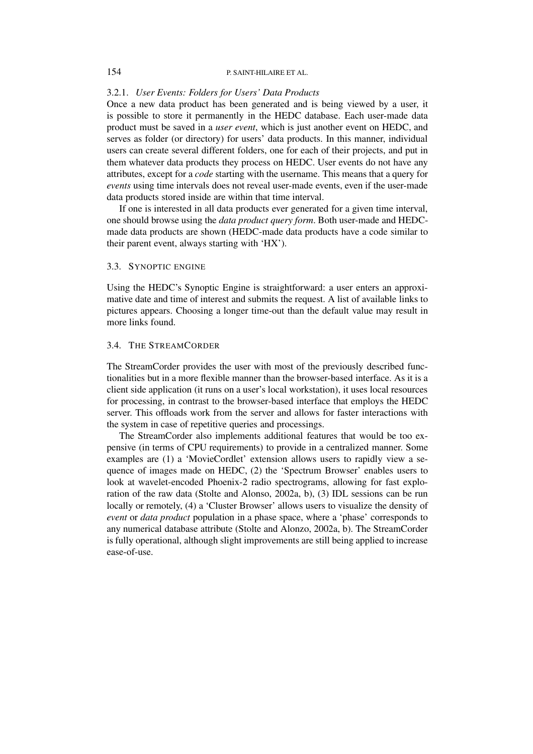#### 3.2.1. *User Events: Folders for Users' Data Products*

Once a new data product has been generated and is being viewed by a user, it is possible to store it permanently in the HEDC database. Each user-made data product must be saved in a *user event*, which is just another event on HEDC, and serves as folder (or directory) for users' data products. In this manner, individual users can create several different folders, one for each of their projects, and put in them whatever data products they process on HEDC. User events do not have any attributes, except for a *code* starting with the username. This means that a query for *events* using time intervals does not reveal user-made events, even if the user-made data products stored inside are within that time interval.

If one is interested in all data products ever generated for a given time interval, one should browse using the *data product query form*. Both user-made and HEDC-made data products are shown (HEDC-made data products have a code similar to their parent event, always starting with 'HX').

### 3.3. Synoptic engine

Using the HEDC's Synoptic Engine is straightforward: a user enters an approximative date and time of interest and submits the request. A list of available links to pictures appears. Choosing a longer time-out than the default value may result in more links found.

### 3.4. The StreamCorder

The StreamCorder provides the user with most of the previously described functionalities but in a more flexible manner than the browser-based interface. As it is a client side application (it runs on a user's local workstation), it uses local resources for processing, in contrast to the browser-based interface that employs the HEDC server. This offloads work from the server and allows for faster interactions with the system in case of repetitive queries and processings.

The StreamCorder also implements additional features that would be too expensive (in terms of CPU requirements) to provide in a centralized manner. Some examples are (1) a 'MovieCordlet' extension allows users to rapidly view a sequence of images made on HEDC, (2) the 'Spectrum Browser' enables users to look at wavelet-encoded Phoenix-2 radio spectrograms, allowing for fast exploration of the raw data (Stolte and Alonso, 2002a, b), (3) IDL sessions can be run locally or remotely, (4) a 'Cluster Browser' allows users to visualize the density of *event* or *data product* population in a phase space, where a 'phase' corresponds to any numerical database attribute (Stolte and Alonzo, 2002a, b). The StreamCorder is fully operational, although slight improvements are still being applied to increase ease-of-use.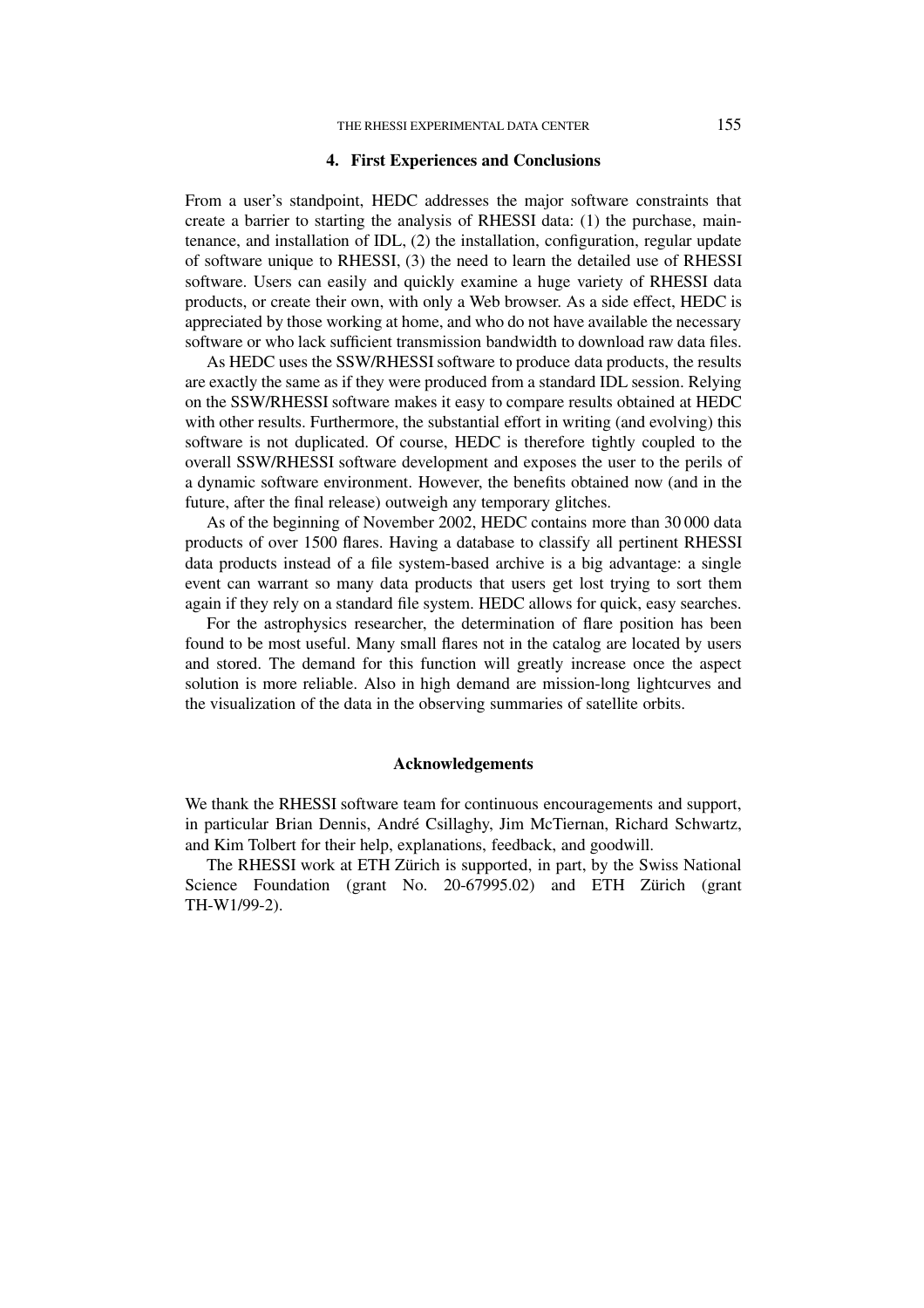## 4. First Experiences and Conclusions

From a user's standpoint, HEDC addresses the major software constraints that create a barrier to starting the analysis of RHESSI data: (1) the purchase, maintenance, and installation of IDL, (2) the installation, configuration, regular update of software unique to RHESSI, (3) the need to learn the detailed use of RHESSI software. Users can easily and quickly examine a huge variety of RHESSI data products, or create their own, with only a Web browser. As a side effect, HEDC is appreciated by those working at home, and who do not have available the necessary software or who lack sufficient transmission bandwidth to download raw data files.

As HEDC uses the SSW/RHESSI software to produce data products, the results are exactly the same as if they were produced from a standard IDL session. Relying on the SSW/RHESSI software makes it easy to compare results obtained at HEDC with other results. Furthermore, the substantial effort in writing (and evolving) this software is not duplicated. Of course, HEDC is therefore tightly coupled to the overall SSW/RHESSI software development and exposes the user to the perils of a dynamic software environment. However, the benefits obtained now (and in the future, after the final release) outweigh any temporary glitches.

As of the beginning of November 2002, HEDC contains more than 30 000 data products of over 1500 flares. Having a database to classify all pertinent RHESSI data products instead of a file system-based archive is a big advantage: a single event can warrant so many data products that users get lost trying to sort them again if they rely on a standard file system. HEDC allows for quick, easy searches.

For the astrophysics researcher, the determination of flare position has been found to be most useful. Many small flares not in the catalog are located by users and stored. The demand for this function will greatly increase once the aspect solution is more reliable. Also in high demand are mission-long lightcurves and the visualization of the data in the observing summaries of satellite orbits.

## Acknowledgements

We thank the RHESSI software team for continuous encouragements and support, in particular Brian Dennis, André Csillaghy, Jim McTiernan, Richard Schwartz, and Kim Tolbert for their help, explanations, feedback, and goodwill.

The RHESSI work at ETH Zürich is supported, in part, by the Swiss National Science Foundation (grant No. 20-67995.02) and ETH Zürich (grant TH-W1/99-2).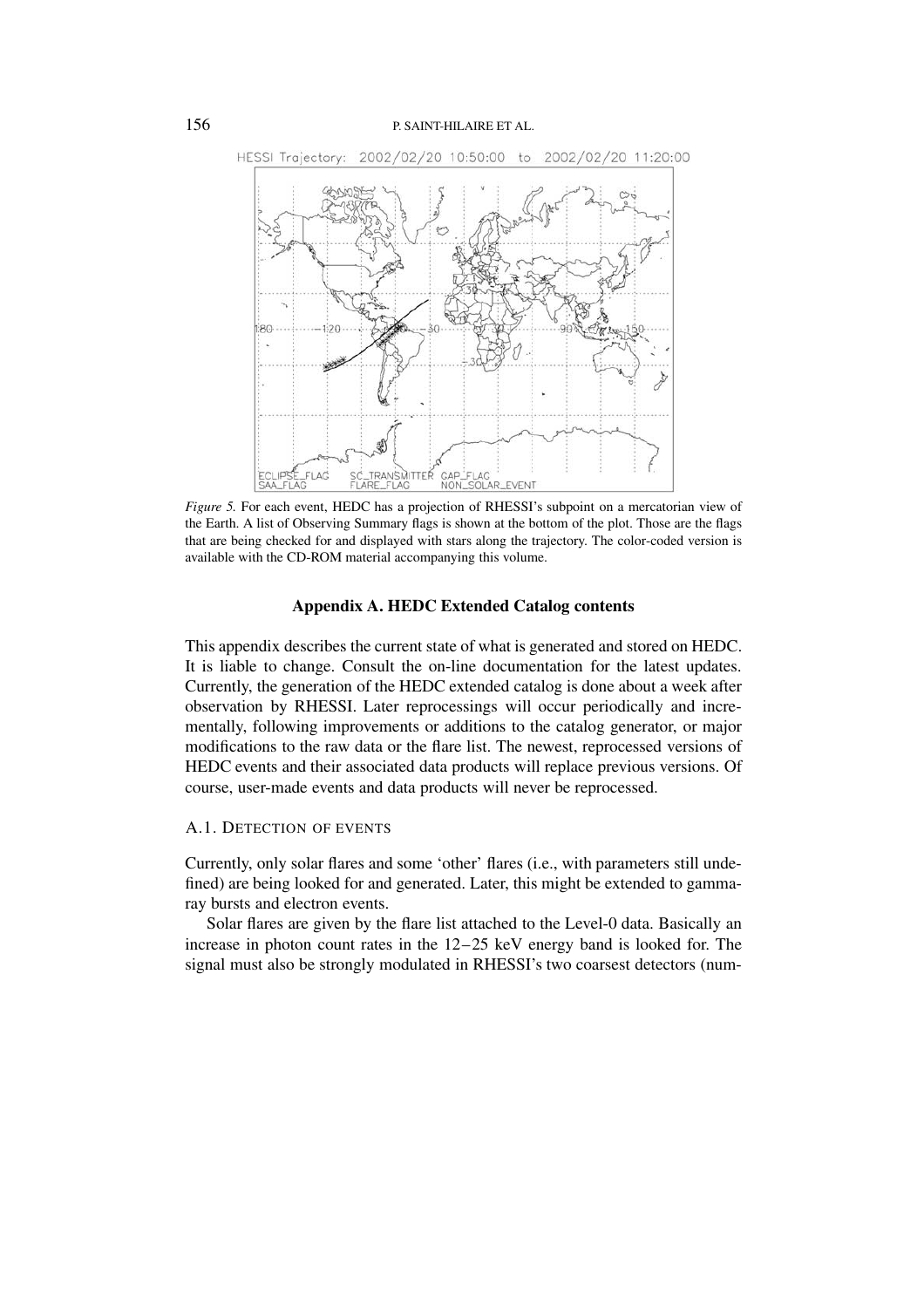*Figure 5.* For each event, HEDC has a projection of RHESSI's subpoint on a mercatorian view of the Earth. A list of Observing Summary flags is shown at the bottom of the plot. Those are the flags that are being checked for and displayed with stars along the trajectory. The color-coded version is available with the CD-ROM material accompanying this volume.

## Appendix A. HEDC Extended Catalog contents

This appendix describes the current state of what is generated and stored on HEDC. It is liable to change. Consult the on-line documentation for the latest updates. Currently, the generation of the HEDC extended catalog is done about a week after observation by RHESSI. Later reprocessings will occur periodically and incrementally, following improvements or additions to the catalog generator, or major modifications to the raw data or the flare list. The newest, reprocessed versions of HEDC events and their associated data products will replace previous versions. Of course, user-made events and data products will never be reprocessed.

### A.1. Detection of events

Currently, only solar flares and some 'other' flares (i.e., with parameters still undefined) are being looked for and generated. Later, this might be extended to gamma-ray bursts and electron events.

Solar flares are given by the flare list attached to the Level-0 data. Basically an increase in photon count rates in the 12–25 keV energy band is looked for. The signal must also be strongly modulated in RHESSI's two coarsest detectors (num-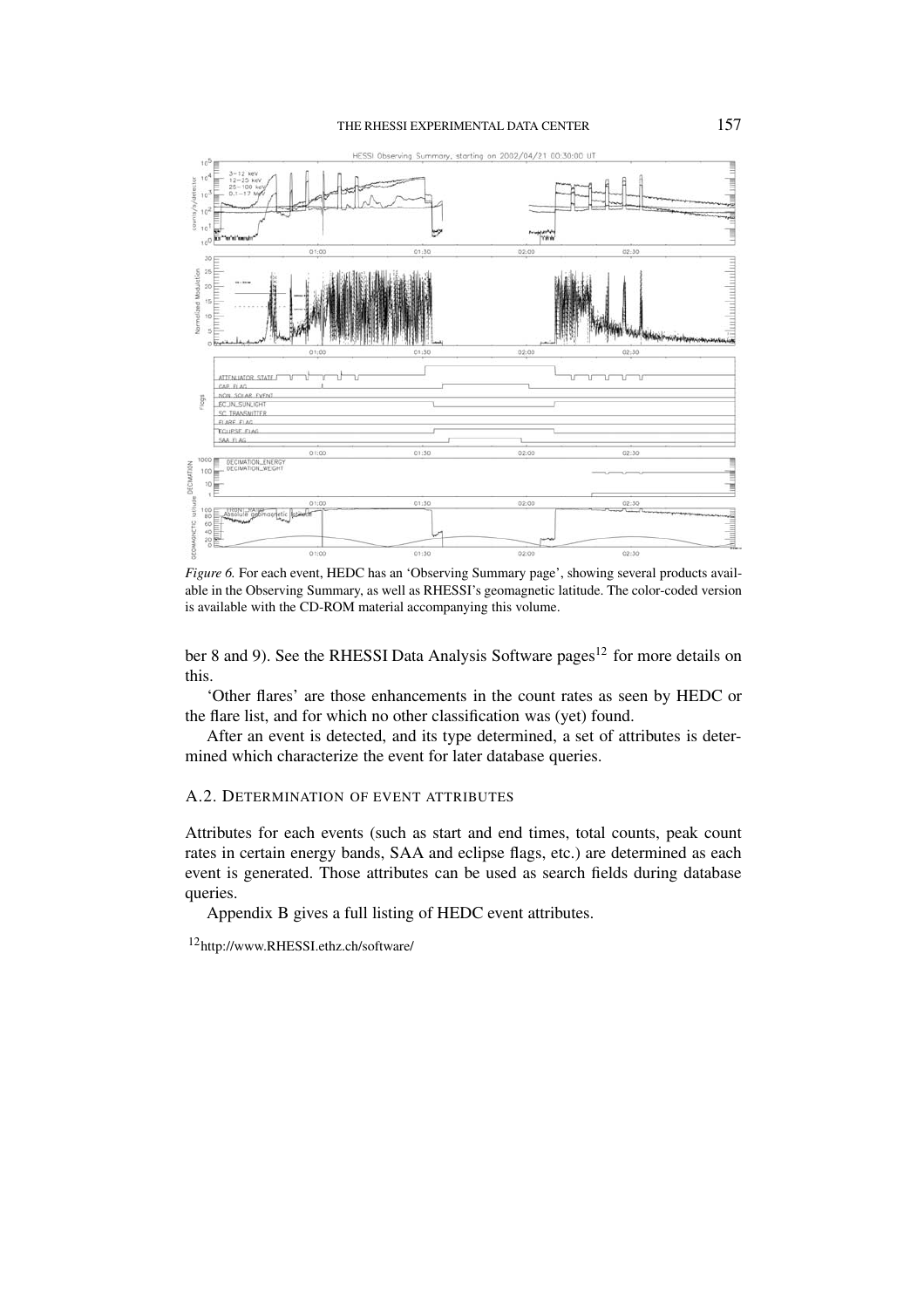*Figure 6.* For each event, HEDC has an 'Observing Summary page', showing several products available in the Observing Summary, as well as RHESSI's geomagnetic latitude. The color-coded version is available with the CD-ROM material accompanying this volume.

ber 8 and 9). See the RHESSI Data Analysis Software pages[12] for more details on this.

'Other flares' are those enhancements in the count rates as seen by HEDC or the flare list, and for which no other classification was (yet) found.

After an event is detected, and its type determined, a set of attributes is determined which characterize the event for later database queries.

### A.2. Determination of Event Attributes

Attributes for each events (such as start and end times, total counts, peak count rates in certain energy bands, SAA and eclipse flags, etc.) are determined as each event is generated. Those attributes can be used as search fields during database queries.

Appendix B gives a full listing of HEDC event attributes.

[12] http://www.RHESSI.ethz.ch/software/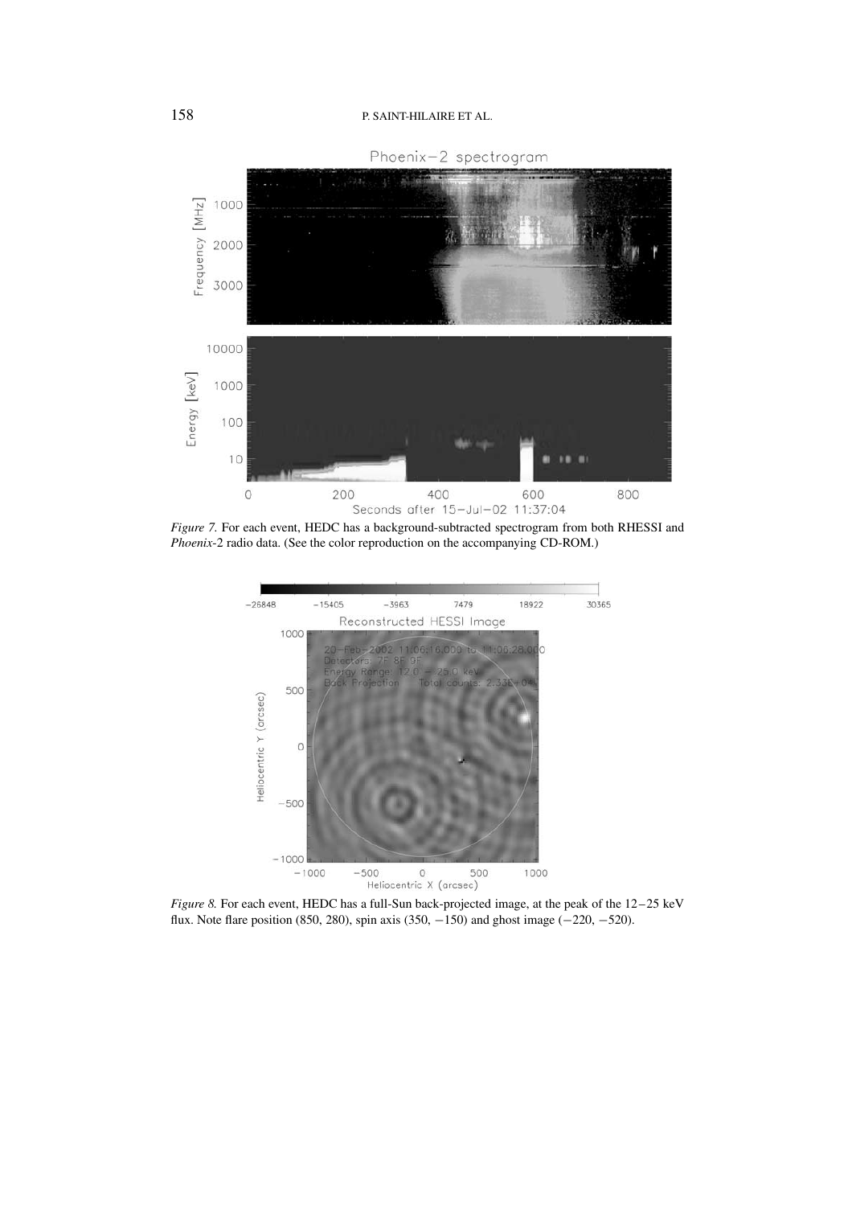*Figure 7.* For each event, HEDC has a background-subtracted spectrogram from both RHESSI and *Phoenix*-2 radio data. (See the color reproduction on the accompanying CD-ROM.)

*Figure 8.* For each event, HEDC has a full-Sun back-projected image, at the peak of the 12−25 keV flux. Note flare position (850, 280), spin axis (350, −150) and ghost image (−220, −520).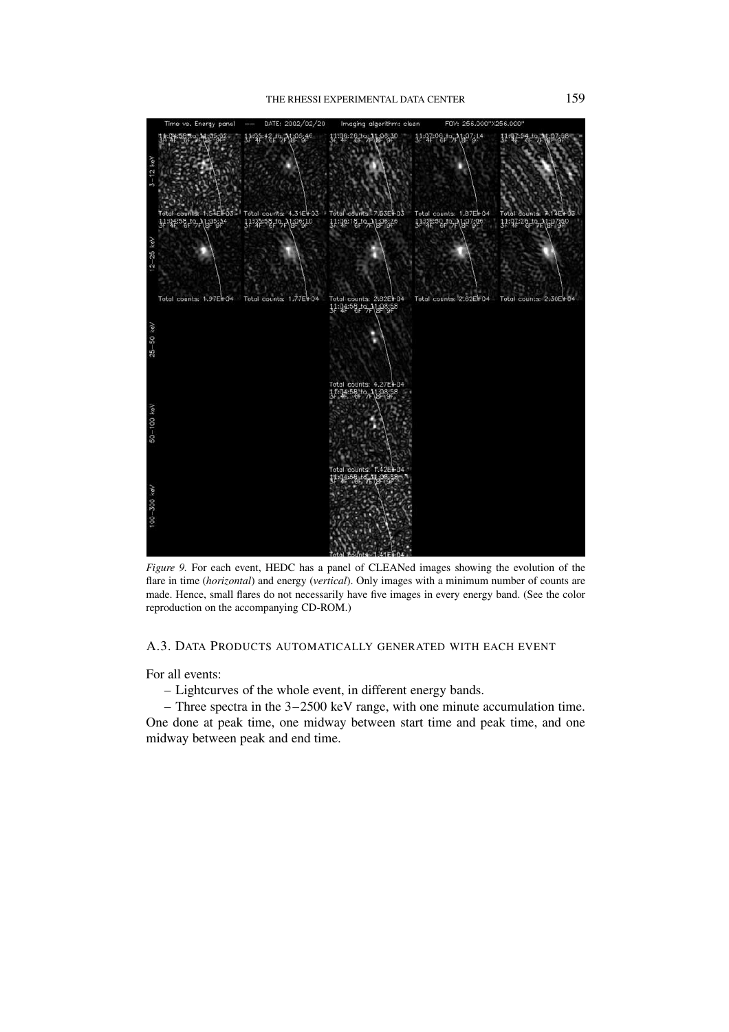*Figure 9.* For each event, HEDC has a panel of CLEANed images showing the evolution of the flare in time (*horizontal*) and energy (*vertical*). Only images with a minimum number of counts are made. Hence, small flares do not necessarily have five images in every energy band. (See the color reproduction on the accompanying CD-ROM.)

### A.3. Data Products Automatically Generated with Each Event

For all events:

– Lightcurves of the whole event, in different energy bands.

– Three spectra in the 3–2500 keV range, with one minute accumulation time. One done at peak time, one midway between start time and peak time, and one midway between peak and end time.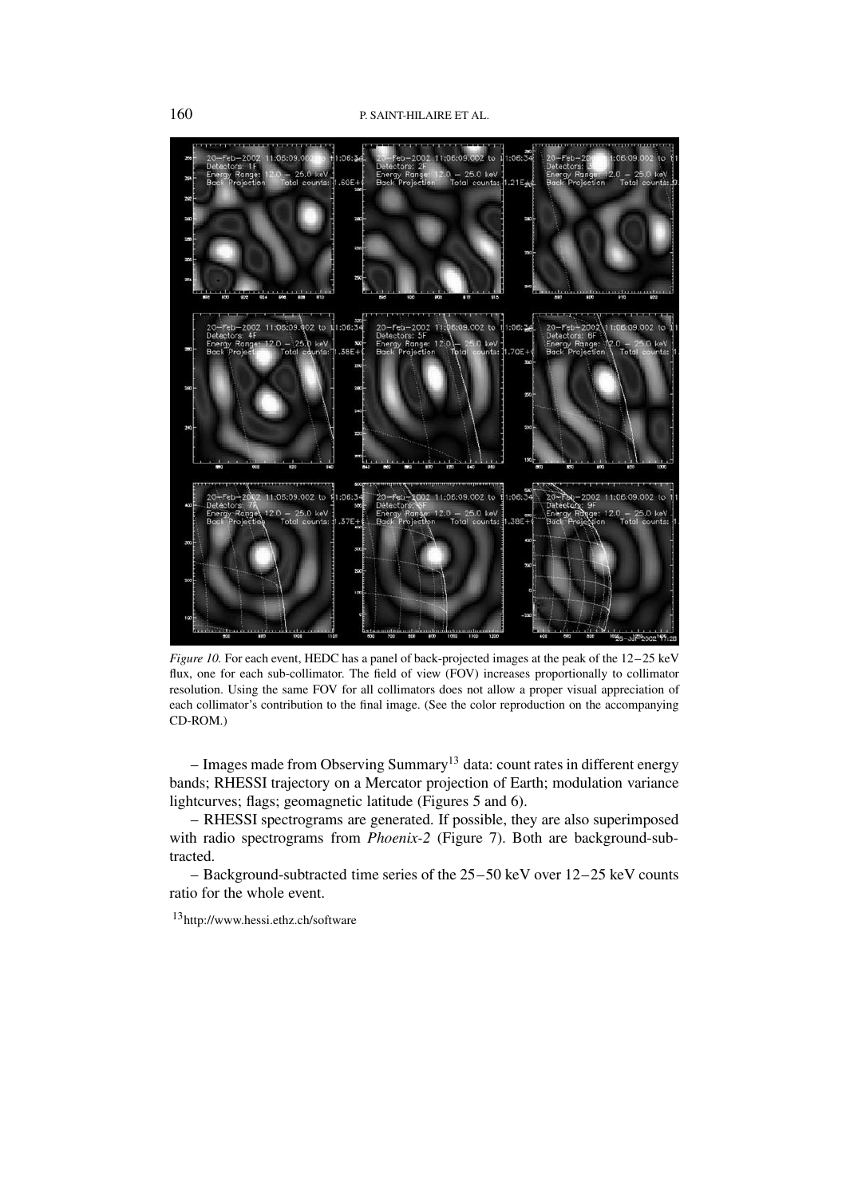*Figure 10.* For each event, HEDC has a panel of back-projected images at the peak of the 12–25 keV flux, one for each sub-collimator. The field of view (FOV) increases proportionally to collimator resolution. Using the same FOV for all collimators does not allow a proper visual appreciation of each collimator's contribution to the final image. (See the color reproduction on the accompanying CD-ROM.)

– Images made from Observing Summary[13] data: count rates in different energy bands; RHESSI trajectory on a Mercator projection of Earth; modulation variance lightcurves; flags; geomagnetic latitude (Figures 5 and 6).

– RHESSI spectrograms are generated. If possible, they are also superimposed with radio spectrograms from *Phoenix-2* (Figure 7). Both are background-subtracted.

– Background-subtracted time series of the 25–50 keV over 12–25 keV counts ratio for the whole event.

[13] http://www.hessi.ethz.ch/software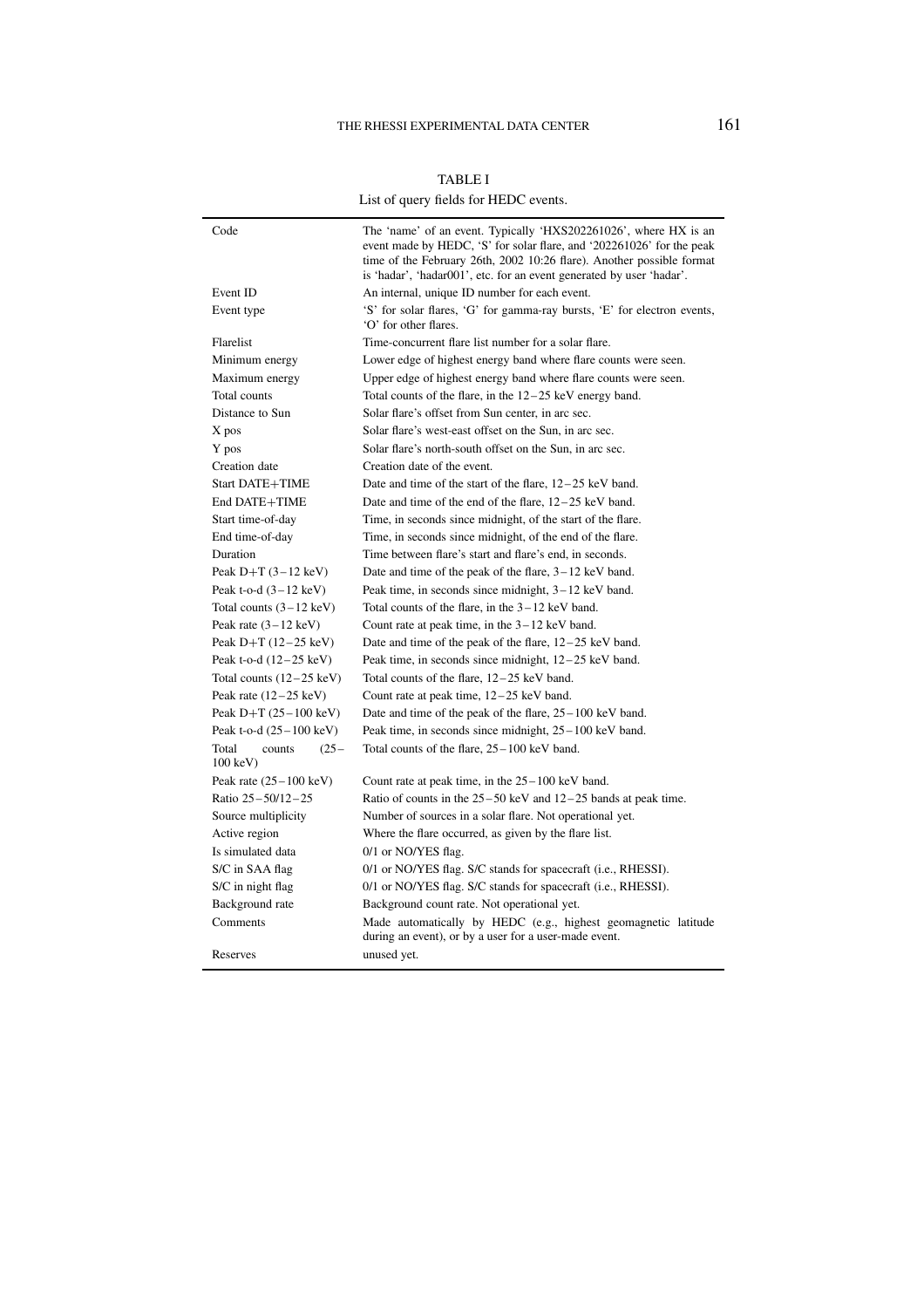TABLE I

List of query fields for HEDC events.

| | |
|---|---|
| Code | The 'name' of an event. Typically 'HXS202261026', where HX is an event made by HEDC, 'S' for solar flare, and '202261026' for the peak time of the February 26th, 2002 10:26 flare). Another possible format is 'hadar', 'hadar001', etc. for an event generated by user 'hadar'. |
| Event ID | An internal, unique ID number for each event. |
| Event type | 'S' for solar flares, 'G' for gamma-ray bursts, 'E' for electron events, 'O' for other flares. |
| Flarelist | Time-concurrent flare list number for a solar flare. |
| Minimum energy | Lower edge of highest energy band where flare counts were seen. |
| Maximum energy | Upper edge of highest energy band where flare counts were seen. |
| Total counts | Total counts of the flare, in the 12 – 25 keV energy band. |
| Distance to Sun | Solar flare's offset from Sun center, in arc sec. |
| X pos | Solar flare's west-east offset on the Sun, in arc sec. |
| Y pos | Solar flare's north-south offset on the Sun, in arc sec. |
| Creation date | Creation date of the event. |
| Start DATE+TIME | Date and time of the start of the flare, 12 – 25 keV band. |
| End DATE+TIME | Date and time of the end of the flare, 12 – 25 keV band. |
| Start time-of-day | Time, in seconds since midnight, of the start of the flare. |
| End time-of-day | Time, in seconds since midnight, of the end of the flare. |
| Duration | Time between flare's start and flare's end, in seconds. |
| Peak D+T (3 – 12 keV) | Date and time of the peak of the flare, 3 – 12 keV band. |
| Peak t-o-d (3 – 12 keV) | Peak time, in seconds since midnight, 3 – 12 keV band. |
| Total counts (3 – 12 keV) | Total counts of the flare, in the 3 – 12 keV band. |
| Peak rate (3 – 12 keV) | Count rate at peak time, in the 3 – 12 keV band. |
| Peak D+T (12 – 25 keV) | Date and time of the peak of the flare, 12 – 25 keV band. |
| Peak t-o-d (12 – 25 keV) | Peak time, in seconds since midnight, 12 – 25 keV band. |
| Total counts (12 – 25 keV) | Total counts of the flare, 12 – 25 keV band. |
| Peak rate (12 – 25 keV) | Count rate at peak time, 12 – 25 keV band. |
| Peak D+T (25 – 100 keV) | Date and time of the peak of the flare, 25 – 100 keV band. |
| Peak t-o-d (25 – 100 keV) | Peak time, in seconds since midnight, 25 – 100 keV band. |
| Total counts (25 – 100 keV) | Total counts of the flare, 25 – 100 keV band. |
| Peak rate (25 – 100 keV) | Count rate at peak time, in the 25 – 100 keV band. |
| Ratio 25 – 50/12 – 25 | Ratio of counts in the 25 – 50 keV and 12 – 25 bands at peak time. |
| Source multiplicity | Number of sources in a solar flare. Not operational yet. |
| Active region | Where the flare occurred, as given by the flare list. |
| Is simulated data | 0/1 or NO/YES flag. |
| S/C in SAA flag | 0/1 or NO/YES flag. S/C stands for spacecraft (i.e., RHESSI). |
| S/C in night flag | 0/1 or NO/YES flag. S/C stands for spacecraft (i.e., RHESSI). |
| Background rate | Background count rate. Not operational yet. |
| Comments | Made automatically by HEDC (e.g., highest geomagnetic latitude during an event), or by a user for a user-made event. |
| Reserves | unused yet. |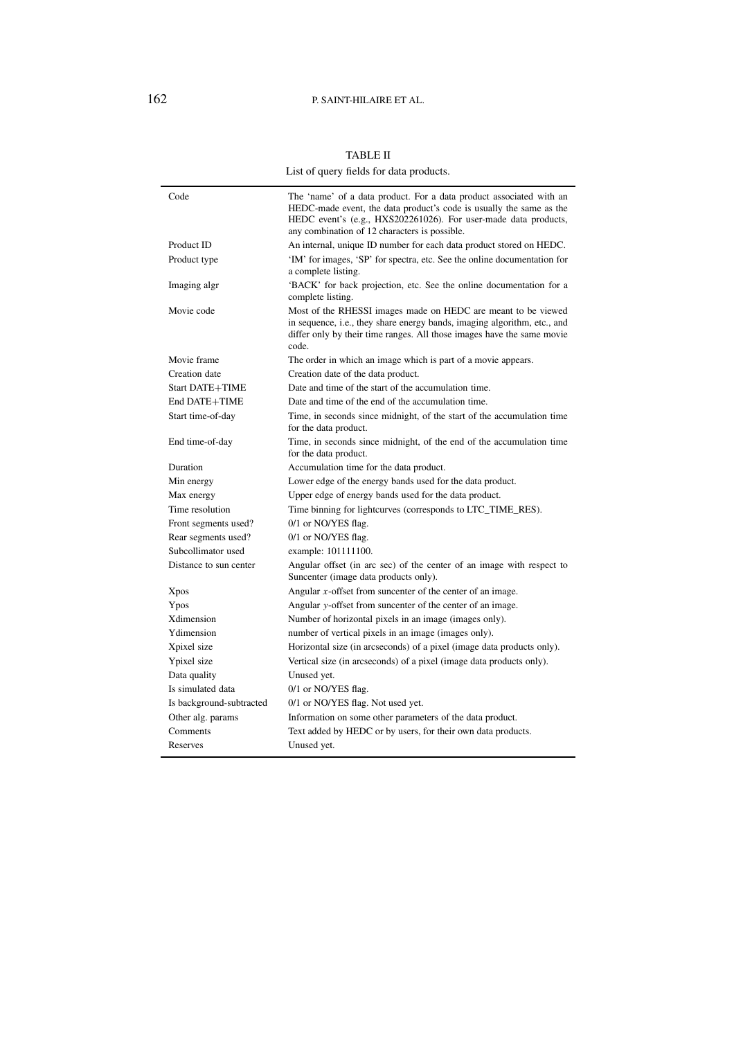TABLE II

List of query fields for data products.

| | |
|---|---|
| Code | The 'name' of a data product. For a data product associated with an HEDC-made event, the data product's code is usually the same as the HEDC event's (e.g., HXS202261026). For user-made data products, any combination of 12 characters is possible. |
| Product ID | An internal, unique ID number for each data product stored on HEDC. |
| Product type | 'IM' for images, 'SP' for spectra, etc. See the online documentation for a complete listing. |
| Imaging algr | 'BACK' for back projection, etc. See the online documentation for a complete listing. |
| Movie code | Most of the RHESSI images made on HEDC are meant to be viewed in sequence, i.e., they share energy bands, imaging algorithm, etc., and differ only by their time ranges. All those images have the same movie code. |
| Movie frame | The order in which an image which is part of a movie appears. |
| Creation date | Creation date of the data product. |
| Start DATE+TIME | Date and time of the start of the accumulation time. |
| End DATE+TIME | Date and time of the end of the accumulation time. |
| Start time-of-day | Time, in seconds since midnight, of the start of the accumulation time for the data product. |
| End time-of-day | Time, in seconds since midnight, of the end of the accumulation time for the data product. |
| Duration | Accumulation time for the data product. |
| Min energy | Lower edge of the energy bands used for the data product. |
| Max energy | Upper edge of energy bands used for the data product. |
| Time resolution | Time binning for lightcurves (corresponds to LTC_TIME_RES). |
| Front segments used? | 0/1 or NO/YES flag. |
| Rear segments used? | 0/1 or NO/YES flag. |
| Subcollimator used | example: 101111100. |
| Distance to sun center | Angular offset (in arc sec) of the center of an image with respect to Suncenter (image data products only). |
| Xpos | Angular $x$-offset from suncenter of the center of an image. |
| Ypos | Angular $y$-offset from suncenter of the center of an image. |
| Xdimension | Number of horizontal pixels in an image (images only). |
| Ydimension | number of vertical pixels in an image (images only). |
| Xpixel size | Horizontal size (in arcseconds) of a pixel (image data products only). |
| Ypixel size | Vertical size (in arcseconds) of a pixel (image data products only). |
| Data quality | Unused yet. |
| Is simulated data | 0/1 or NO/YES flag. |
| Is background-subtracted | 0/1 or NO/YES flag. Not used yet. |
| Other alg. params | Information on some other parameters of the data product. |
| Comments | Text added by HEDC or by users, for their own data products. |
| Reserves | Unused yet. |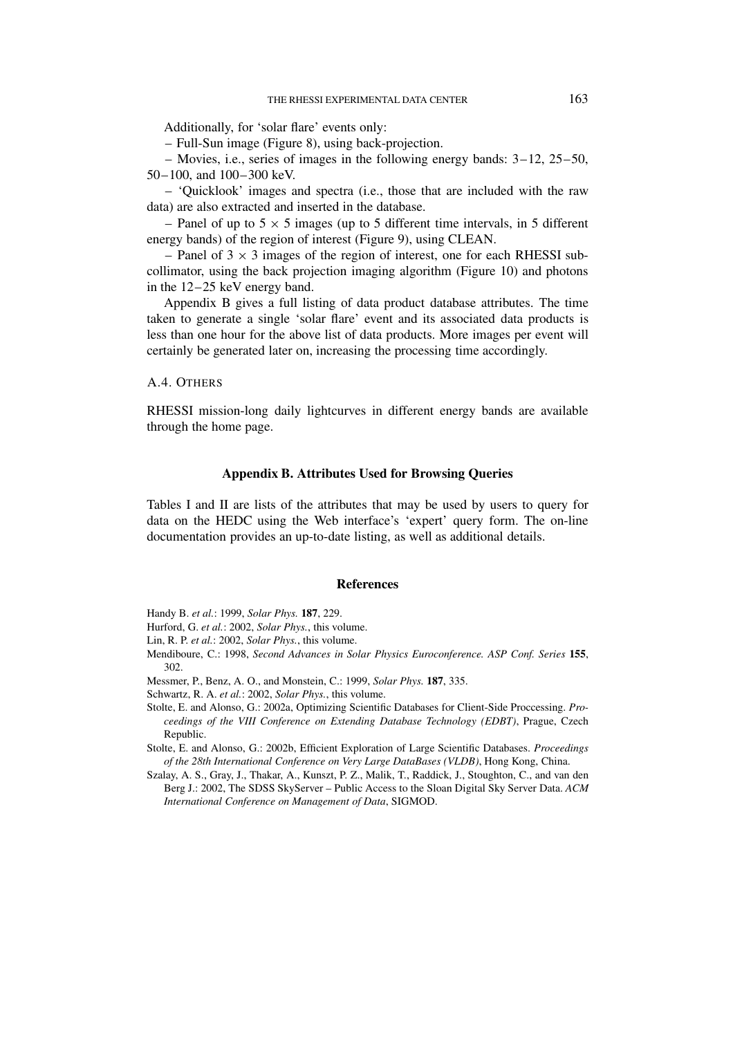Additionally, for 'solar flare' events only:

– Full-Sun image (Figure 8), using back-projection.

– Movies, i.e., series of images in the following energy bands: 3–12, 25–50, 50–100, and 100–300 keV.

– 'Quicklook' images and spectra (i.e., those that are included with the raw data) are also extracted and inserted in the database.

– Panel of up to $5 \times 5$ images (up to 5 different time intervals, in 5 different energy bands) of the region of interest (Figure 9), using CLEAN.

– Panel of $3 \times 3$ images of the region of interest, one for each RHESSI subcollimator, using the back projection imaging algorithm (Figure 10) and photons in the 12–25 keV energy band.

Appendix B gives a full listing of data product database attributes. The time taken to generate a single 'solar flare' event and its associated data products is less than one hour for the above list of data products. More images per event will certainly be generated later on, increasing the processing time accordingly.

### A.4. Others

RHESSI mission-long daily lightcurves in different energy bands are available through the home page.

## Appendix B. Attributes Used for Browsing Queries

Tables I and II are lists of the attributes that may be used by users to query for data on the HEDC using the Web interface's 'expert' query form. The on-line documentation provides an up-to-date listing, as well as additional details.

## References

Handy B. *et al.*: 1999, *Solar Phys.* **187**, 229.

Hurford, G. *et al.*: 2002, *Solar Phys.*, this volume.

Lin, R. P. *et al.*: 2002, *Solar Phys.*, this volume.

Mendiboure, C.: 1998, *Second Advances in Solar Physics Euroconference. ASP Conf. Series* **155**, 302.

Messmer, P., Benz, A. O., and Monstein, C.: 1999, *Solar Phys.* **187**, 335.

Schwartz, R. A. *et al.*: 2002, *Solar Phys.*, this volume.

Stolte, E. and Alonso, G.: 2002a, Optimizing Scientific Databases for Client-Side Proccessing. *Proceedings of the VIII Conference on Extending Database Technology (EDBT)*, Prague, Czech Republic.

Stolte, E. and Alonso, G.: 2002b, Efficient Exploration of Large Scientific Databases. *Proceedings of the 28th International Conference on Very Large DataBases (VLDB)*, Hong Kong, China.

Szalay, A. S., Gray, J., Thakar, A., Kunszt, P. Z., Malik, T., Raddick, J., Stoughton, C., and van den Berg J.: 2002, The SDSS SkyServer – Public Access to the Sloan Digital Sky Server Data. *ACM International Conference on Management of Data*, SIGMOD.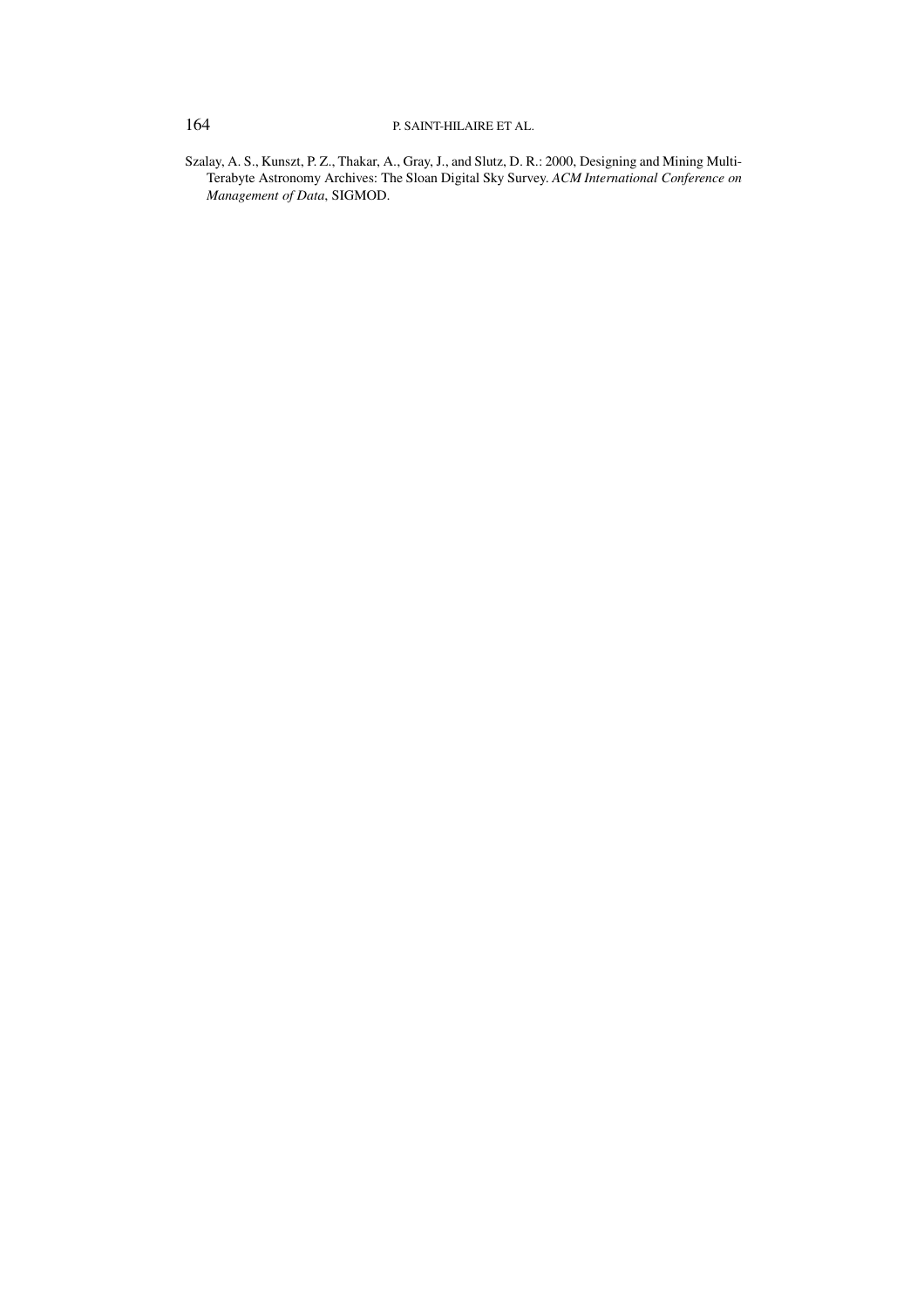Szalay, A. S., Kunszt, P. Z., Thakar, A., Gray, J., and Slutz, D. R.: 2000, Designing and Mining Multi-Terabyte Astronomy Archives: The Sloan Digital Sky Survey. *ACM International Conference on Management of Data*, SIGMOD.